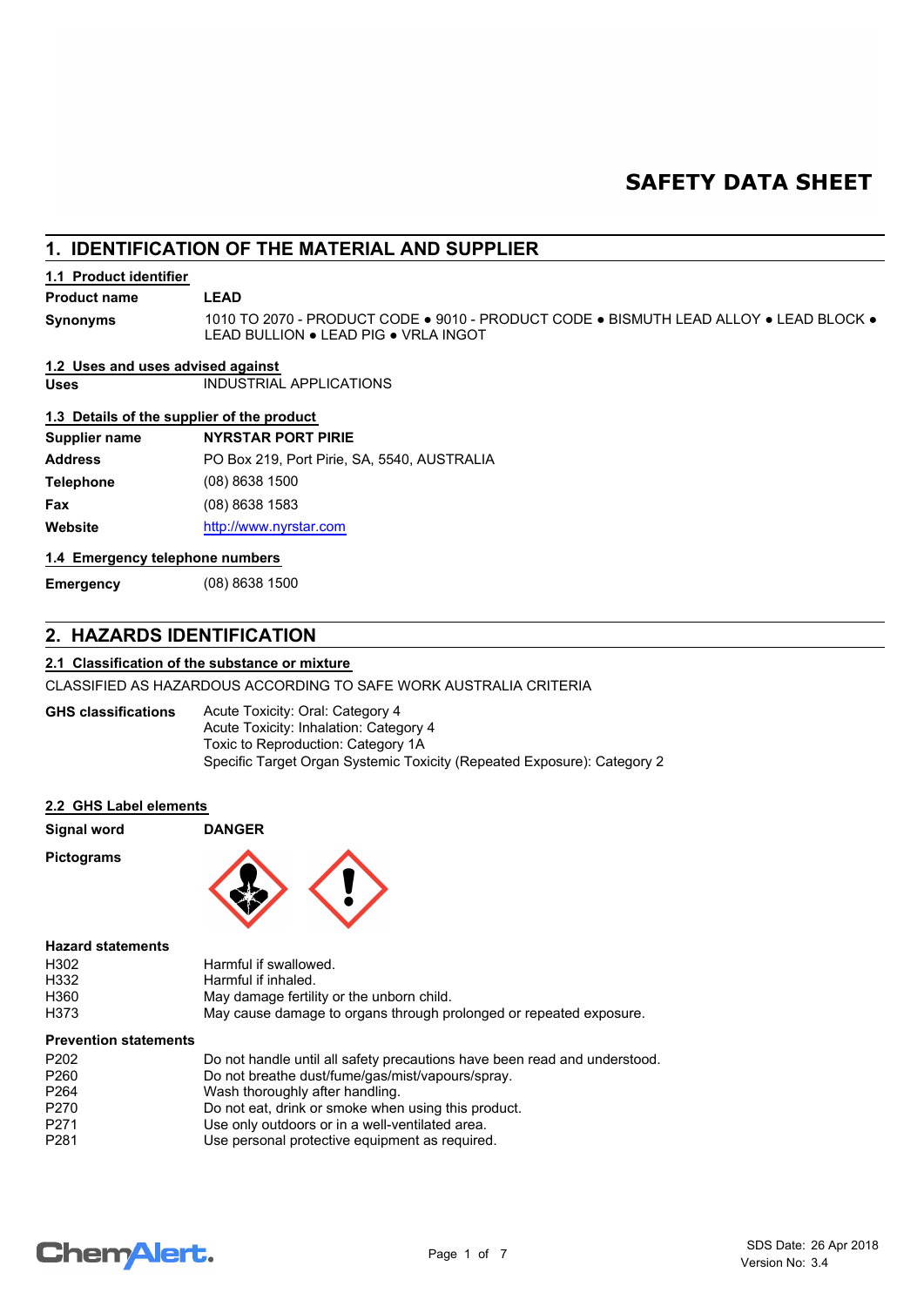# SAFETY DATA SHEET

## 1. IDENTIFICATION OF THE MATERIAL AND SUPPLIER

### 1.1 Product identifier

| | |
|---|---|
| **Product name** | **LEAD** |
| **Synonyms** | 1010 TO 2070 - PRODUCT CODE ● 9010 - PRODUCT CODE ● BISMUTH LEAD ALLOY ● LEAD BLOCK ● LEAD BULLION ● LEAD PIG ● VRLA INGOT |

### 1.2 Uses and uses advised against

| | |
|---|---|
| **Uses** | INDUSTRIAL APPLICATIONS |

### 1.3 Details of the supplier of the product

| | |
|---|---|
| **Supplier name** | **NYRSTAR PORT PIRIE** |
| **Address** | PO Box 219, Port Pirie, SA, 5540, AUSTRALIA |
| **Telephone** | (08) 8638 1500 |
| **Fax** | (08) 8638 1583 |
| **Website** | http://www.nyrstar.com |

### 1.4 Emergency telephone numbers

| | |
|---|---|
| **Emergency** | (08) 8638 1500 |

## 2. HAZARDS IDENTIFICATION

### 2.1 Classification of the substance or mixture

CLASSIFIED AS HAZARDOUS ACCORDING TO SAFE WORK AUSTRALIA CRITERIA

**GHS classifications**

Acute Toxicity: Oral: Category 4
Acute Toxicity: Inhalation: Category 4
Toxic to Reproduction: Category 1A
Specific Target Organ Systemic Toxicity (Repeated Exposure): Category 2

### 2.2 GHS Label elements

| | |
|---|---|
| **Signal word** | **DANGER** |

**Pictograms**

**Hazard statements**

| | |
|---|---|
| H302 | Harmful if swallowed. |
| H332 | Harmful if inhaled. |
| H360 | May damage fertility or the unborn child. |
| H373 | May cause damage to organs through prolonged or repeated exposure. |

**Prevention statements**

| | |
|---|---|
| P202 | Do not handle until all safety precautions have been read and understood. |
| P260 | Do not breathe dust/fume/gas/mist/vapours/spray. |
| P264 | Wash thoroughly after handling. |
| P270 | Do not eat, drink or smoke when using this product. |
| P271 | Use only outdoors or in a well-ventilated area. |
| P281 | Use personal protective equipment as required. |

SDS Date: 26 Apr 2018
Version No: 3.4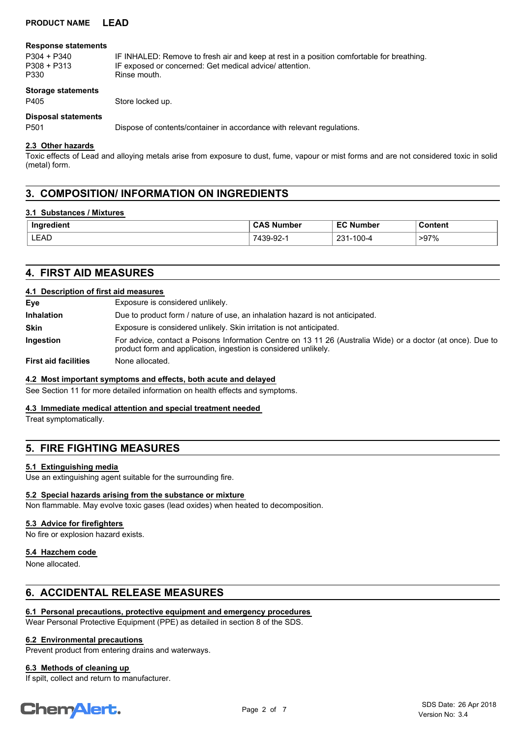**PRODUCT NAME LEAD**

**Response statements**

| | |
|---|---|
| P304 + P340 | IF INHALED: Remove to fresh air and keep at rest in a position comfortable for breathing. |
| P308 + P313 | IF exposed or concerned: Get medical advice/ attention. |
| P330 | Rinse mouth. |

**Storage statements**

| | |
|---|---|
| P405 | Store locked up. |

**Disposal statements**

| | |
|---|---|
| P501 | Dispose of contents/container in accordance with relevant regulations. |

### 2.3 Other hazards

Toxic effects of Lead and alloying metals arise from exposure to dust, fume, vapour or mist forms and are not considered toxic in solid (metal) form.

## 3. COMPOSITION/ INFORMATION ON INGREDIENTS

### 3.1 Substances / Mixtures

| Ingredient | CAS Number | EC Number | Content |
|---|---|---|---|
| LEAD | 7439-92-1 | 231-100-4 | >97% |

## 4. FIRST AID MEASURES

### 4.1 Description of first aid measures

| | |
|---|---|
| **Eye** | Exposure is considered unlikely. |
| **Inhalation** | Due to product form / nature of use, an inhalation hazard is not anticipated. |
| **Skin** | Exposure is considered unlikely. Skin irritation is not anticipated. |
| **Ingestion** | For advice, contact a Poisons Information Centre on 13 11 26 (Australia Wide) or a doctor (at once). Due to product form and application, ingestion is considered unlikely. |
| **First aid facilities** | None allocated. |

### 4.2 Most important symptoms and effects, both acute and delayed

See Section 11 for more detailed information on health effects and symptoms.

### 4.3 Immediate medical attention and special treatment needed

Treat symptomatically.

## 5. FIRE FIGHTING MEASURES

### 5.1 Extinguishing media

Use an extinguishing agent suitable for the surrounding fire.

### 5.2 Special hazards arising from the substance or mixture

Non flammable. May evolve toxic gases (lead oxides) when heated to decomposition.

### 5.3 Advice for firefighters

No fire or explosion hazard exists.

### 5.4 Hazchem code

None allocated.

## 6. ACCIDENTAL RELEASE MEASURES

### 6.1 Personal precautions, protective equipment and emergency procedures

Wear Personal Protective Equipment (PPE) as detailed in section 8 of the SDS.

### 6.2 Environmental precautions

Prevent product from entering drains and waterways.

### 6.3 Methods of cleaning up

If spilt, collect and return to manufacturer.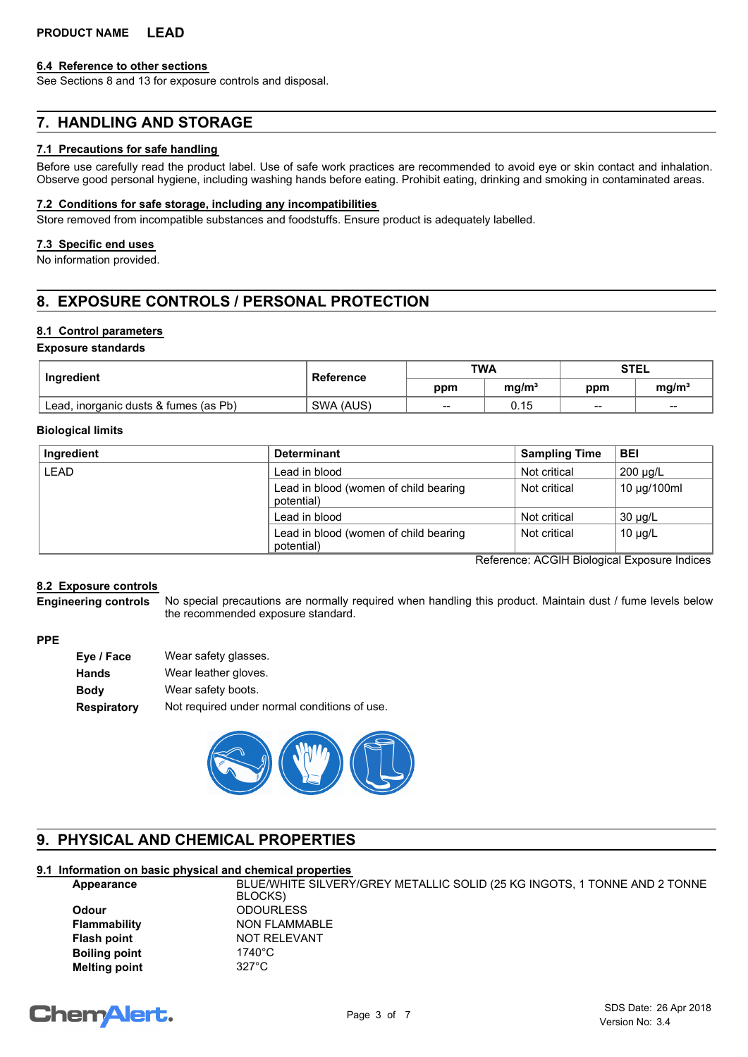## 6.4 Reference to other sections

See Sections 8 and 13 for exposure controls and disposal.

# 7. HANDLING AND STORAGE

## 7.1 Precautions for safe handling

Before use carefully read the product label. Use of safe work practices are recommended to avoid eye or skin contact and inhalation. Observe good personal hygiene, including washing hands before eating. Prohibit eating, drinking and smoking in contaminated areas.

## 7.2 Conditions for safe storage, including any incompatibilities

Store removed from incompatible substances and foodstuffs. Ensure product is adequately labelled.

## 7.3 Specific end uses

No information provided.

# 8. EXPOSURE CONTROLS / PERSONAL PROTECTION

## 8.1 Control parameters

**Exposure standards**

| Ingredient | Reference | TWA | | STEL | |
|---|---|---|---|---|---|
| | | ppm | mg/m³ | ppm | mg/m³ |
| Lead, inorganic dusts & fumes (as Pb) | SWA (AUS) | -- | 0.15 | -- | -- |

**Biological limits**

| Ingredient | Determinant | Sampling Time | BEI |
|---|---|---|---|
| LEAD | Lead in blood | Not critical | 200 µg/L |
| | Lead in blood (women of child bearing potential) | Not critical | 10 µg/100ml |
| | Lead in blood | Not critical | 30 µg/L |
| | Lead in blood (women of child bearing potential) | Not critical | 10 µg/L |

Reference: ACGIH Biological Exposure Indices

## 8.2 Exposure controls

**Engineering controls** No special precautions are normally required when handling this product. Maintain dust / fume levels below the recommended exposure standard.

**PPE**

- **Eye / Face** Wear safety glasses.
- **Hands** Wear leather gloves.
- **Body** Wear safety boots.
- **Respiratory** Not required under normal conditions of use.

# 9. PHYSICAL AND CHEMICAL PROPERTIES

## 9.1 Information on basic physical and chemical properties

| | |
|---|---|
| **Appearance** | BLUE/WHITE SILVERY/GREY METALLIC SOLID (25 KG INGOTS, 1 TONNE AND 2 TONNE BLOCKS) |
| **Odour** | ODOURLESS |
| **Flammability** | NON FLAMMABLE |
| **Flash point** | NOT RELEVANT |
| **Boiling point** | 1740°C |
| **Melting point** | 327°C |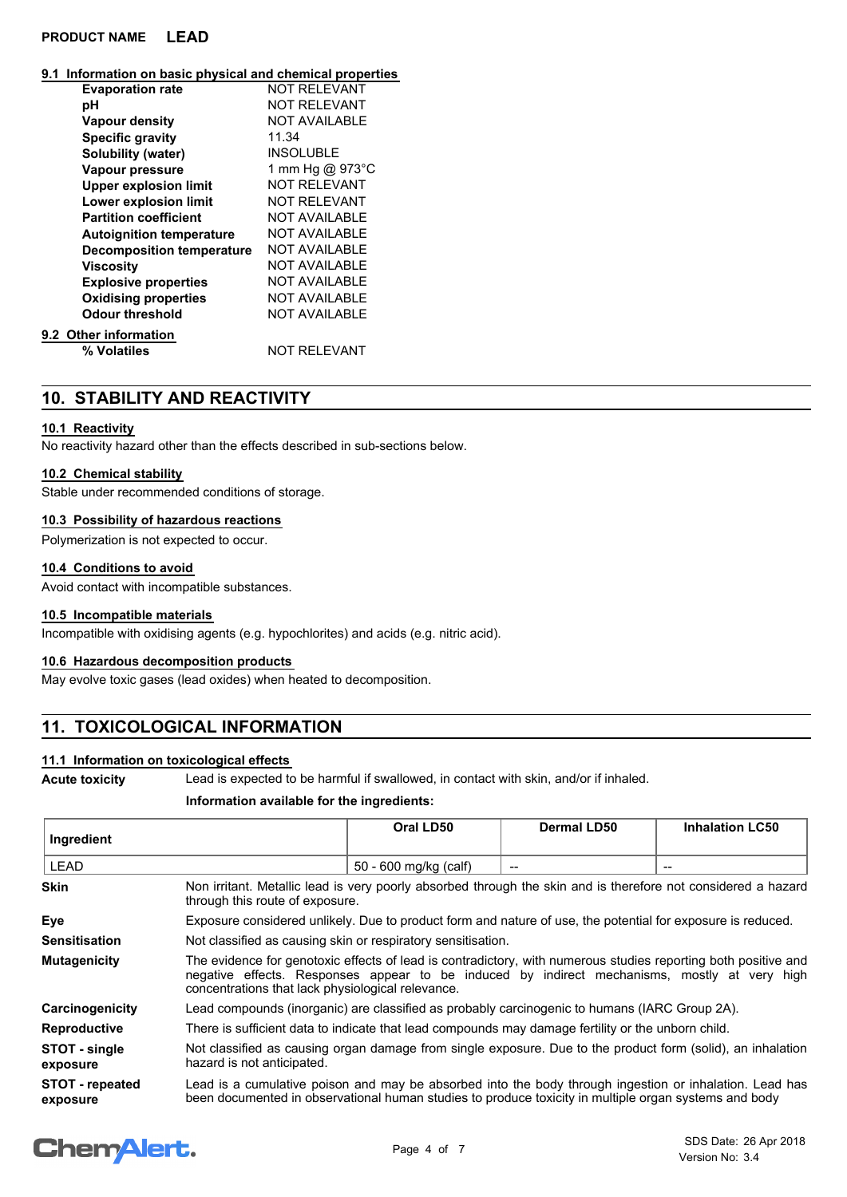### 9.1 Information on basic physical and chemical properties

| | |
|---|---|
| **Evaporation rate** | NOT RELEVANT |
| **pH** | NOT RELEVANT |
| **Vapour density** | NOT AVAILABLE |
| **Specific gravity** | 11.34 |
| **Solubility (water)** | INSOLUBLE |
| **Vapour pressure** | 1 mm Hg @ 973°C |
| **Upper explosion limit** | NOT RELEVANT |
| **Lower explosion limit** | NOT RELEVANT |
| **Partition coefficient** | NOT AVAILABLE |
| **Autoignition temperature** | NOT AVAILABLE |
| **Decomposition temperature** | NOT AVAILABLE |
| **Viscosity** | NOT AVAILABLE |
| **Explosive properties** | NOT AVAILABLE |
| **Oxidising properties** | NOT AVAILABLE |
| **Odour threshold** | NOT AVAILABLE |

### 9.2 Other information

| | |
|---|---|
| **% Volatiles** | NOT RELEVANT |

## 10. STABILITY AND REACTIVITY

### 10.1 Reactivity

No reactivity hazard other than the effects described in sub-sections below.

### 10.2 Chemical stability

Stable under recommended conditions of storage.

### 10.3 Possibility of hazardous reactions

Polymerization is not expected to occur.

### 10.4 Conditions to avoid

Avoid contact with incompatible substances.

### 10.5 Incompatible materials

Incompatible with oxidising agents (e.g. hypochlorites) and acids (e.g. nitric acid).

### 10.6 Hazardous decomposition products

May evolve toxic gases (lead oxides) when heated to decomposition.

## 11. TOXICOLOGICAL INFORMATION

### 11.1 Information on toxicological effects

**Acute toxicity** Lead is expected to be harmful if swallowed, in contact with skin, and/or if inhaled.

**Information available for the ingredients:**

| Ingredient | Oral LD50 | Dermal LD50 | Inhalation LC50 |
|---|---|---|---|
| LEAD | 50 - 600 mg/kg (calf) | -- | -- |

**Skin** Non irritant. Metallic lead is very poorly absorbed through the skin and is therefore not considered a hazard through this route of exposure.

**Eye** Exposure considered unlikely. Due to product form and nature of use, the potential for exposure is reduced.

**Sensitisation** Not classified as causing skin or respiratory sensitisation.

**Mutagenicity** The evidence for genotoxic effects of lead is contradictory, with numerous studies reporting both positive and negative effects. Responses appear to be induced by indirect mechanisms, mostly at very high concentrations that lack physiological relevance.

**Carcinogenicity** Lead compounds (inorganic) are classified as probably carcinogenic to humans (IARC Group 2A).

**Reproductive** There is sufficient data to indicate that lead compounds may damage fertility or the unborn child.

**STOT - single exposure** Not classified as causing organ damage from single exposure. Due to the product form (solid), an inhalation hazard is not anticipated.

**STOT - repeated exposure** Lead is a cumulative poison and may be absorbed into the body through ingestion or inhalation. Lead has been documented in observational human studies to produce toxicity in multiple organ systems and body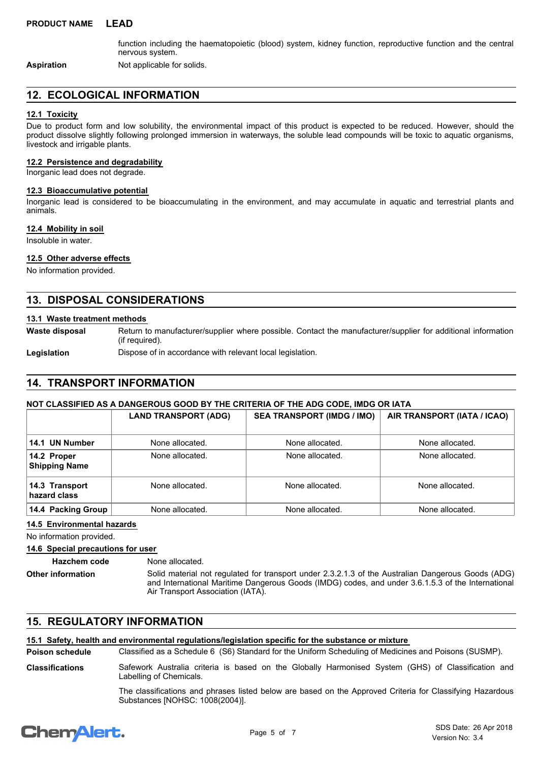function including the haematopoietic (blood) system, kidney function, reproductive function and the central nervous system.

**Aspiration** Not applicable for solids.

## 12. ECOLOGICAL INFORMATION

### 12.1 Toxicity

Due to product form and low solubility, the environmental impact of this product is expected to be reduced. However, should the product dissolve slightly following prolonged immersion in waterways, the soluble lead compounds will be toxic to aquatic organisms, livestock and irrigable plants.

### 12.2 Persistence and degradability

Inorganic lead does not degrade.

### 12.3 Bioaccumulative potential

Inorganic lead is considered to be bioaccumulating in the environment, and may accumulate in aquatic and terrestrial plants and animals.

### 12.4 Mobility in soil

Insoluble in water.

### 12.5 Other adverse effects

No information provided.

## 13. DISPOSAL CONSIDERATIONS

### 13.1 Waste treatment methods

**Waste disposal** Return to manufacturer/supplier where possible. Contact the manufacturer/supplier for additional information (if required).

**Legislation** Dispose of in accordance with relevant local legislation.

## 14. TRANSPORT INFORMATION

**NOT CLASSIFIED AS A DANGEROUS GOOD BY THE CRITERIA OF THE ADG CODE, IMDG OR IATA**

| | LAND TRANSPORT (ADG) | SEA TRANSPORT (IMDG / IMO) | AIR TRANSPORT (IATA / ICAO) |
|---|---|---|---|
| **14.1 UN Number** | None allocated. | None allocated. | None allocated. |
| **14.2 Proper Shipping Name** | None allocated. | None allocated. | None allocated. |
| **14.3 Transport hazard class** | None allocated. | None allocated. | None allocated. |
| **14.4 Packing Group** | None allocated. | None allocated. | None allocated. |

### 14.5 Environmental hazards

No information provided.

### 14.6 Special precautions for user

**Hazchem code** None allocated.

**Other information** Solid material not regulated for transport under 2.3.2.1.3 of the Australian Dangerous Goods (ADG) and International Maritime Dangerous Goods (IMDG) codes, and under 3.6.1.5.3 of the International Air Transport Association (IATA).

## 15. REGULATORY INFORMATION

### 15.1 Safety, health and environmental regulations/legislation specific for the substance or mixture

**Poison schedule** Classified as a Schedule 6 (S6) Standard for the Uniform Scheduling of Medicines and Poisons (SUSMP).

**Classifications** Safework Australia criteria is based on the Globally Harmonised System (GHS) of Classification and Labelling of Chemicals.

The classifications and phrases listed below are based on the Approved Criteria for Classifying Hazardous Substances [NOHSC: 1008(2004)].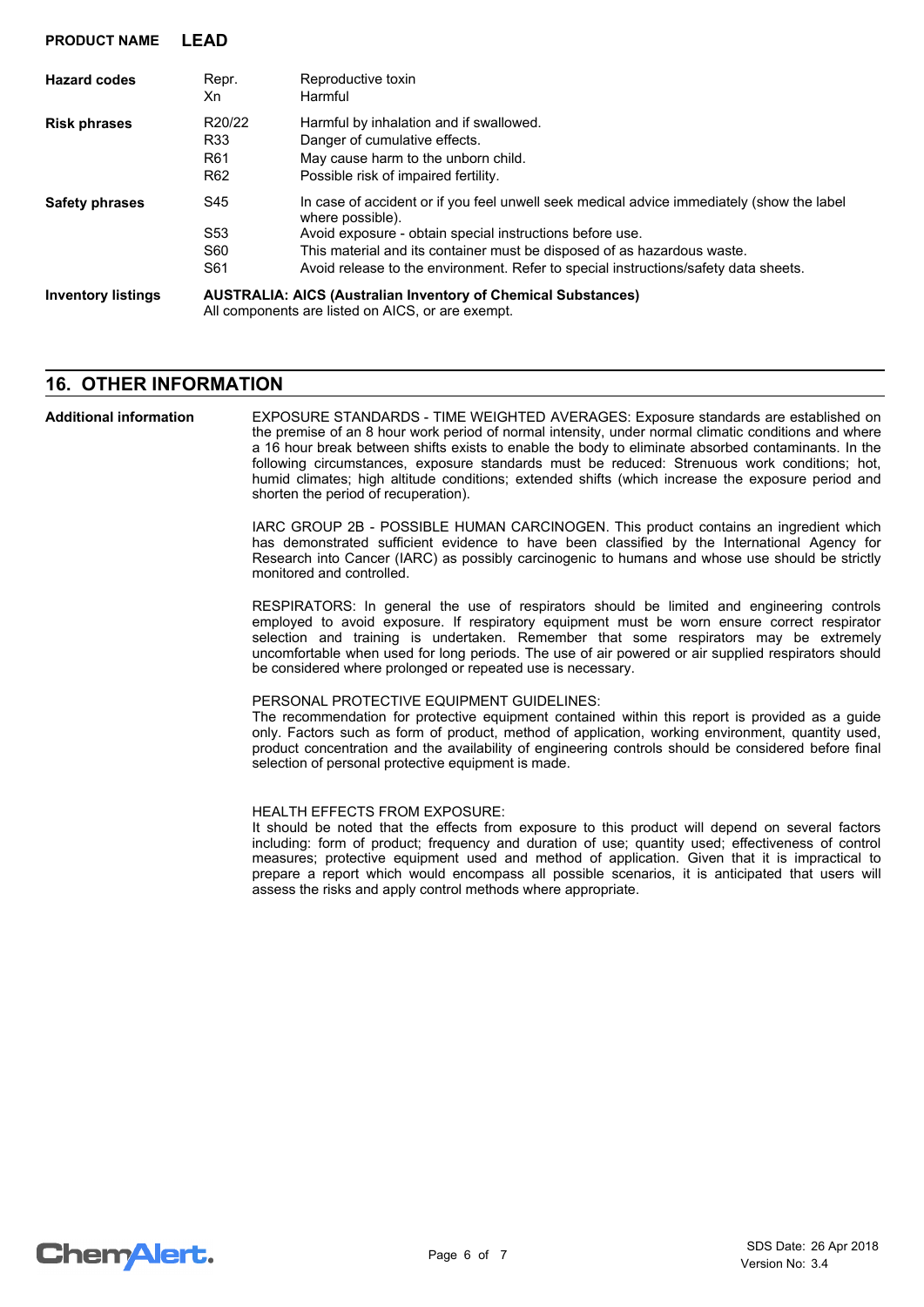| | | |
|---|---|---|
| **Hazard codes** | Repr. | Reproductive toxin |
| | Xn | Harmful |
| **Risk phrases** | R20/22 | Harmful by inhalation and if swallowed. |
| | R33 | Danger of cumulative effects. |
| | R61 | May cause harm to the unborn child. |
| | R62 | Possible risk of impaired fertility. |
| **Safety phrases** | S45 | In case of accident or if you feel unwell seek medical advice immediately (show the label where possible). |
| | S53 | Avoid exposure - obtain special instructions before use. |
| | S60 | This material and its container must be disposed of as hazardous waste. |
| | S61 | Avoid release to the environment. Refer to special instructions/safety data sheets. |
| **Inventory listings** | **AUSTRALIA: AICS (Australian Inventory of Chemical Substances)** All components are listed on AICS, or are exempt. | |

## 16. OTHER INFORMATION

**Additional information**

EXPOSURE STANDARDS - TIME WEIGHTED AVERAGES: Exposure standards are established on the premise of an 8 hour work period of normal intensity, under normal climatic conditions and where a 16 hour break between shifts exists to enable the body to eliminate absorbed contaminants. In the following circumstances, exposure standards must be reduced: Strenuous work conditions; hot, humid climates; high altitude conditions; extended shifts (which increase the exposure period and shorten the period of recuperation).

IARC GROUP 2B - POSSIBLE HUMAN CARCINOGEN. This product contains an ingredient which has demonstrated sufficient evidence to have been classified by the International Agency for Research into Cancer (IARC) as possibly carcinogenic to humans and whose use should be strictly monitored and controlled.

RESPIRATORS: In general the use of respirators should be limited and engineering controls employed to avoid exposure. If respiratory equipment must be worn ensure correct respirator selection and training is undertaken. Remember that some respirators may be extremely uncomfortable when used for long periods. The use of air powered or air supplied respirators should be considered where prolonged or repeated use is necessary.

PERSONAL PROTECTIVE EQUIPMENT GUIDELINES:
The recommendation for protective equipment contained within this report is provided as a guide only. Factors such as form of product, method of application, working environment, quantity used, product concentration and the availability of engineering controls should be considered before final selection of personal protective equipment is made.

HEALTH EFFECTS FROM EXPOSURE:
It should be noted that the effects from exposure to this product will depend on several factors including: form of product; frequency and duration of use; quantity used; effectiveness of control measures; protective equipment used and method of application. Given that it is impractical to prepare a report which would encompass all possible scenarios, it is anticipated that users will assess the risks and apply control methods where appropriate.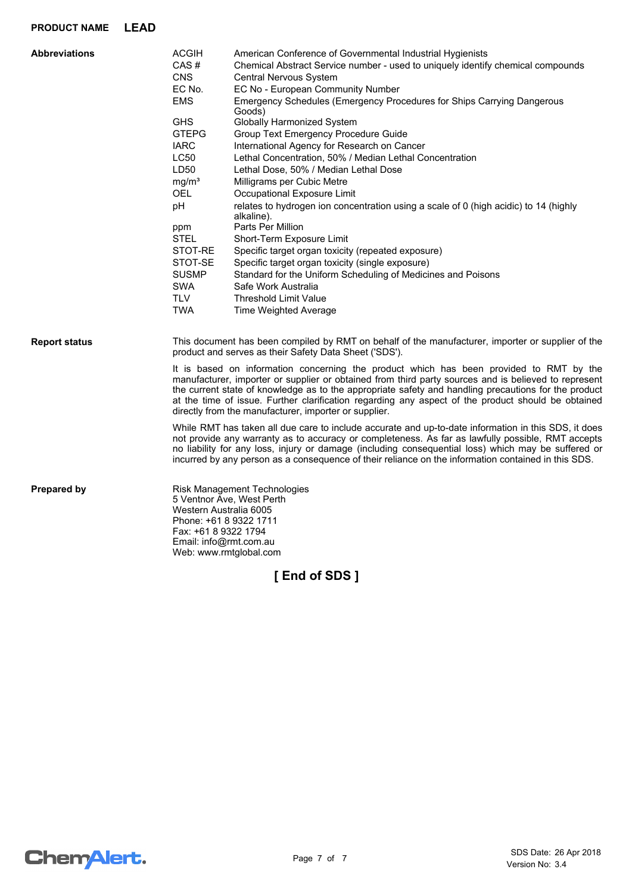**PRODUCT NAME** **LEAD**

**Abbreviations**

| | |
|---|---|
| ACGIH | American Conference of Governmental Industrial Hygienists |
| CAS # | Chemical Abstract Service number - used to uniquely identify chemical compounds |
| CNS | Central Nervous System |
| EC No. | EC No - European Community Number |
| EMS | Emergency Schedules (Emergency Procedures for Ships Carrying Dangerous Goods) |
| GHS | Globally Harmonized System |
| GTEPG | Group Text Emergency Procedure Guide |
| IARC | International Agency for Research on Cancer |
| LC50 | Lethal Concentration, 50% / Median Lethal Concentration |
| LD50 | Lethal Dose, 50% / Median Lethal Dose |
| $mg/m^3$ | Milligrams per Cubic Metre |
| OEL | Occupational Exposure Limit |
| pH | relates to hydrogen ion concentration using a scale of 0 (high acidic) to 14 (highly alkaline). |
| ppm | Parts Per Million |
| STEL | Short-Term Exposure Limit |
| STOT-RE | Specific target organ toxicity (repeated exposure) |
| STOT-SE | Specific target organ toxicity (single exposure) |
| SUSMP | Standard for the Uniform Scheduling of Medicines and Poisons |
| SWA | Safe Work Australia |
| TLV | Threshold Limit Value |
| TWA | Time Weighted Average |

**Report status**

This document has been compiled by RMT on behalf of the manufacturer, importer or supplier of the product and serves as their Safety Data Sheet ('SDS').

It is based on information concerning the product which has been provided to RMT by the manufacturer, importer or supplier or obtained from third party sources and is believed to represent the current state of knowledge as to the appropriate safety and handling precautions for the product at the time of issue. Further clarification regarding any aspect of the product should be obtained directly from the manufacturer, importer or supplier.

While RMT has taken all due care to include accurate and up-to-date information in this SDS, it does not provide any warranty as to accuracy or completeness. As far as lawfully possible, RMT accepts no liability for any loss, injury or damage (including consequential loss) which may be suffered or incurred by any person as a consequence of their reliance on the information contained in this SDS.

**Prepared by**

Risk Management Technologies
5 Ventnor Ave, West Perth
Western Australia 6005
Phone: +61 8 9322 1711
Fax: +61 8 9322 1794
Email: info@rmt.com.au
Web: www.rmtglobal.com

**[ End of SDS ]**

SDS Date: 26 Apr 2018
Version No: 3.4